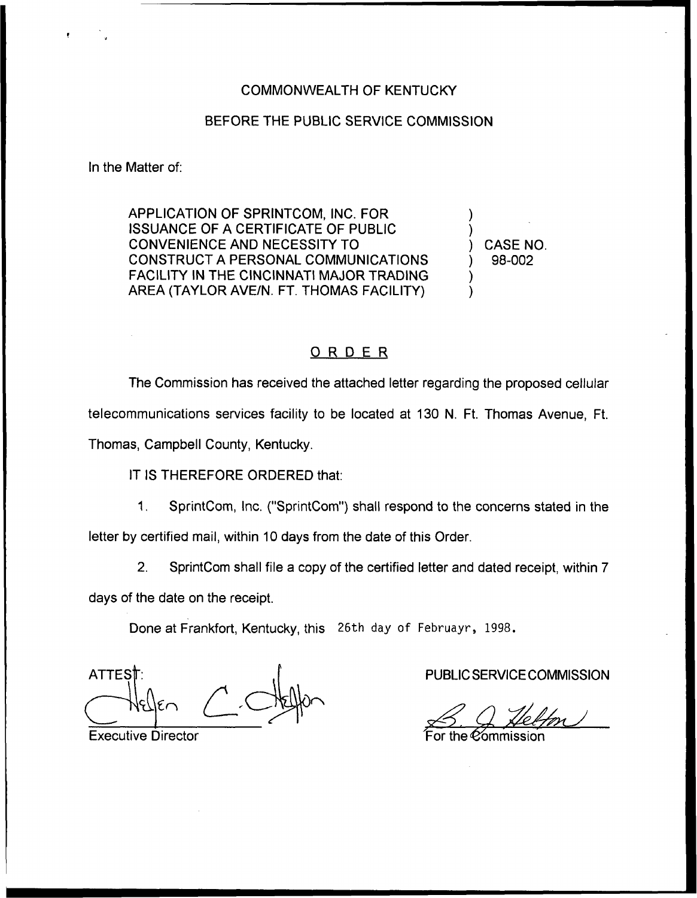COMMONWEALTH OF KENTUCKY

BEFORE THE PUBLIC SERVICE COMMISSION

In the Matter of:

APPLICATION OF SPRINTCOM, INC. FOR ISSUANCE OF A CERTIFICATE OF PUBLIC CONVENIENCE AND NECESSITY TO CONSTRUCT A PERSONAL COMMUNICATIONS FACILITY IN THE CINCINNATI MAJOR TRADING AREA (TAYLOR AVE/N. FT. THOMAS FACILITY) ) CASE NO. 98-002

## ORDER

The Commission has received the attached letter regarding the proposed cellular telecommunications services facility to be located at 130 N. Ft. Thomas Avenue, Ft. Thomas, Campbell County, Kentucky.

IT IS THEREFORE ORDERED that:

1. SprintCom, Inc. ("SprintCom") shall respond to the concerns stated in the letter by certified mail, within 10 days from the date of this Order.

2. SprintCom shall file a copy of the certified letter and dated receipt, within 7 days of the date on the receipt.

Done at Frankfort, Kentucky, this 26th day of Februayr, 1998.

ATTEST:

Executive Director

PUBLIC SERVICE COMMISSION

For the Commission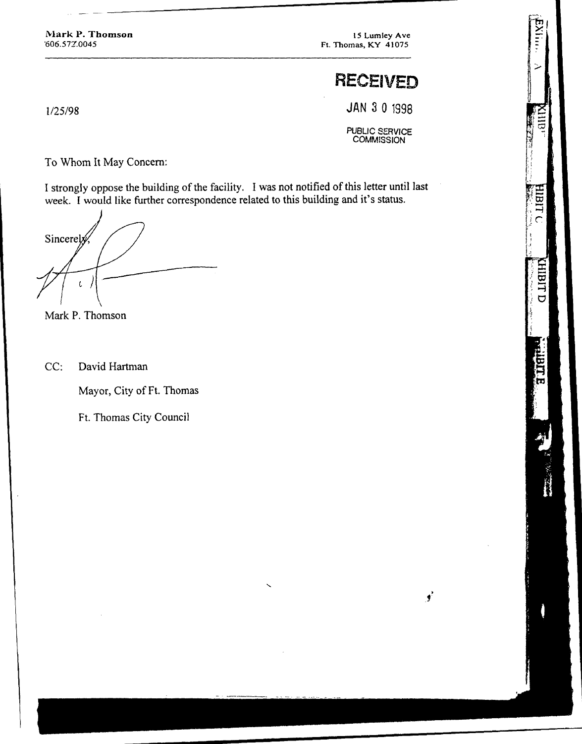**Mark P. Thomson**
606.572.0045

15 Lumley Ave
Ft. Thomas, KY 41075

**RECEIVED**

JAN 30 1998

PUBLIC SERVICE
COMMISSION

1/25/98

To Whom It May Concern:

I strongly oppose the building of the facility. I was not notified of this letter until last week. I would like further correspondence related to this building and it's status.

Sincerely,

Mark P. Thomson

CC: David Hartman

Mayor, City of Ft. Thomas

Ft. Thomas City Council